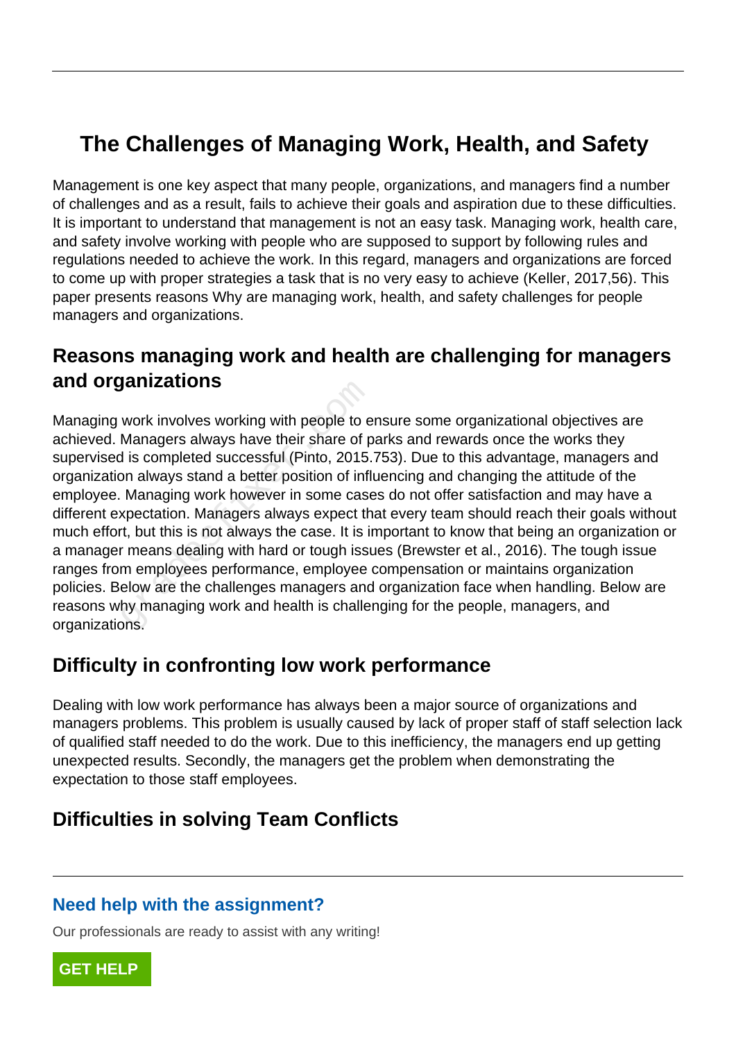# The Challenges of Managing Work, Health, and Safety

Management is one key aspect that many people, organizations, and managers find a number of challenges and as a result, fails to achieve their goals and aspiration due to these difficulties. It is important to understand that management is not an easy task. Managing work, health care, and safety involve working with people who are supposed to support by following rules and regulations needed to achieve the work. In this regard, managers and organizations are forced to come up with proper strategies a task that is no very easy to achieve (Keller, 2017,56). This paper presents reasons Why are managing work, health, and safety challenges for people managers and organizations.

## Reasons managing work and health are challenging for managers and organizations

Managing work involves working with people to ensure some organizational objectives are achieved. Managers always have their share of parks and rewards once the works they supervised is completed successful (Pinto, 2015.753). Due to this advantage, managers and organization always stand a better position of influencing and changing the attitude of the employee. Managing work however in some cases do not offer satisfaction and may have a different expectation. Managers always expect that every team should reach their goals without much effort, but this is not always the case. It is important to know that being an organization or a manager means dealing with hard or tough issues (Brewster et al., 2016). The tough issue ranges from employees performance, employee compensation or maintains organization policies. Below are the challenges managers and organization face when handling. Below are reasons why managing work and health is challenging for the people, managers, and organizations.

## Difficulty in confronting low work performance

Dealing with low work performance has always been a major source of organizations and managers problems. This problem is usually caused by lack of proper staff of staff selection lack of qualified staff needed to do the work. Due to this inefficiency, the managers end up getting unexpected results. Secondly, the managers get the problem when demonstrating the expectation to those staff employees.

## Difficulties in solving Team Conflicts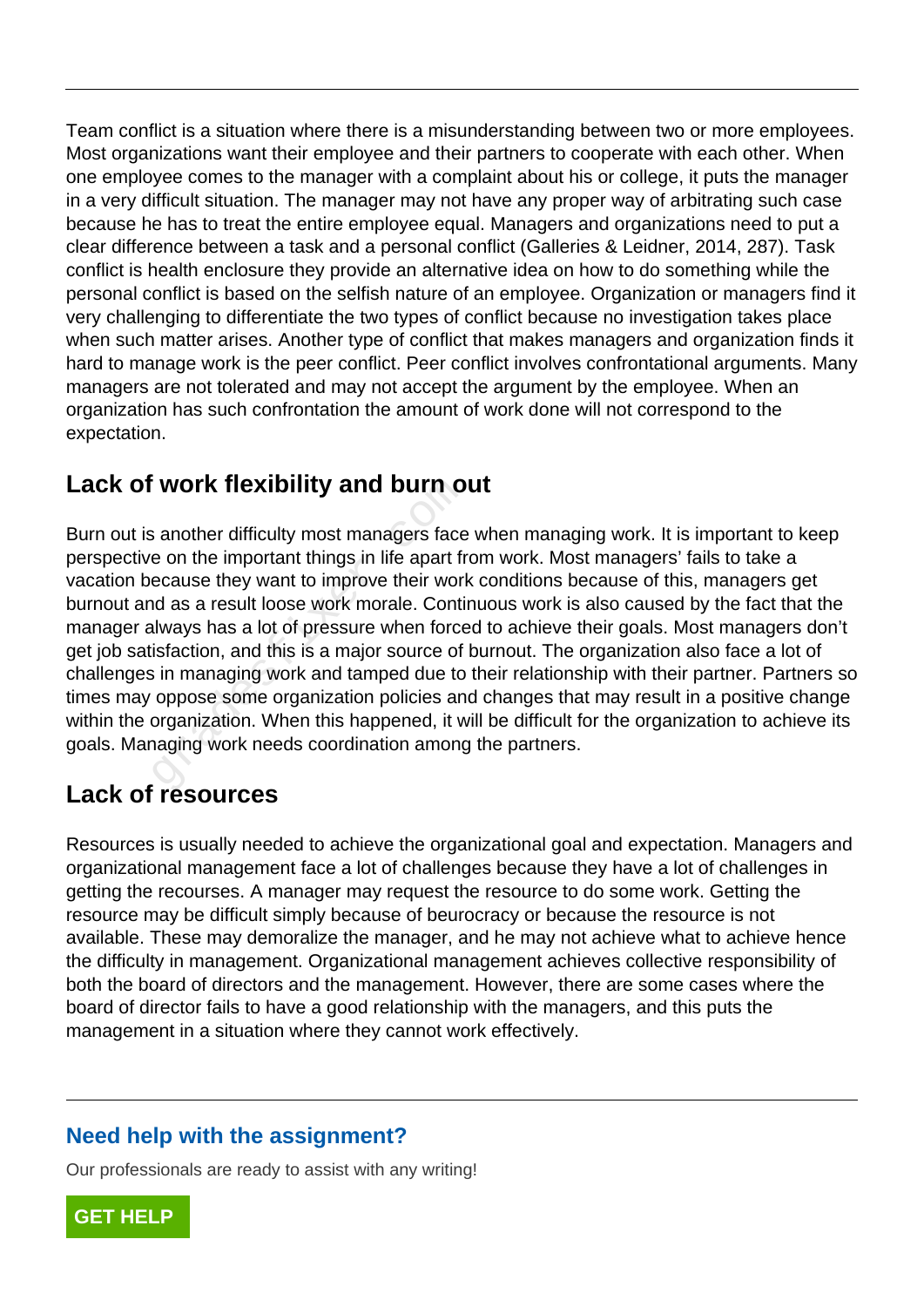Team conflict is a situation where there is a misunderstanding between two or more employees. Most organizations want their employee and their partners to cooperate with each other. When one employee comes to the manager with a complaint about his or college, it puts the manager in a very difficult situation. The manager may not have any proper way of arbitrating such case because he has to treat the entire employee equal. Managers and organizations need to put a clear difference between a task and a personal conflict (Galleries & Leidner, 2014, 287). Task conflict is health enclosure they provide an alternative idea on how to do something while the personal conflict is based on the selfish nature of an employee. Organization or managers find it very challenging to differentiate the two types of conflict because no investigation takes place when such matter arises. Another type of conflict that makes managers and organization finds it hard to manage work is the peer conflict. Peer conflict involves confrontational arguments. Many managers are not tolerated and may not accept the argument by the employee. When an organization has such confrontation the amount of work done will not correspond to the expectation.

## Lack of work flexibility and burn out

Burn out is another difficulty most managers face when managing work. It is important to keep perspective on the important things in life apart from work. Most managers' fails to take a vacation because they want to improve their work conditions because of this, managers get burnout and as a result loose work morale. Continuous work is also caused by the fact that the manager always has a lot of pressure when forced to achieve their goals. Most managers don't get job satisfaction, and this is a major source of burnout. The organization also face a lot of challenges in managing work and tamped due to their relationship with their partner. Partners so times may oppose some organization policies and changes that may result in a positive change within the organization. When this happened, it will be difficult for the organization to achieve its goals. Managing work needs coordination among the partners.

## Lack of resources

Resources is usually needed to achieve the organizational goal and expectation. Managers and organizational management face a lot of challenges because they have a lot of challenges in getting the recourses. A manager may request the resource to do some work. Getting the resource may be difficult simply because of beurocracy or because the resource is not available. These may demoralize the manager, and he may not achieve what to achieve hence the difficulty in management. Organizational management achieves collective responsibility of both the board of directors and the management. However, there are some cases where the board of director fails to have a good relationship with the managers, and this puts the management in a situation where they cannot work effectively.

---

### Need help with the assignment?

Our professionals are ready to assist with any writing!

GET HELP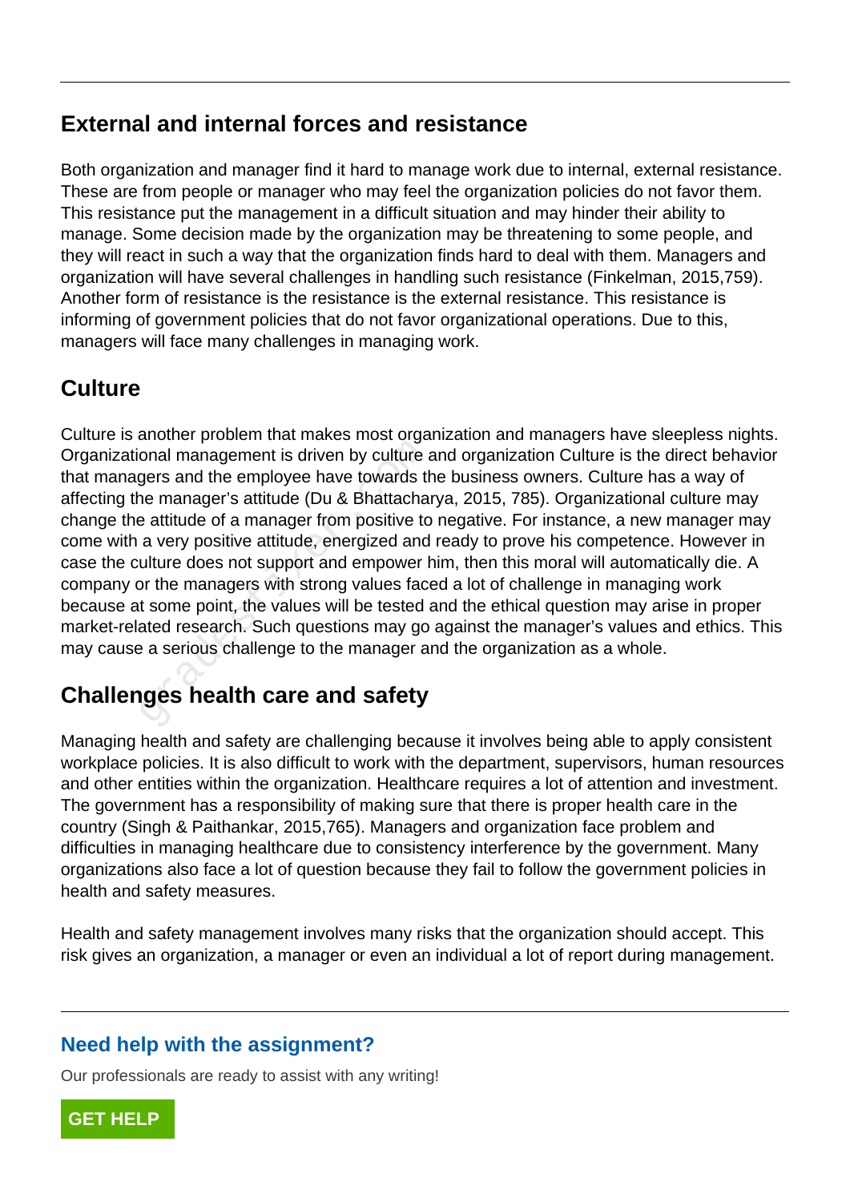## External and internal forces and resistance

Both organization and manager find it hard to manage work due to internal, external resistance. These are from people or manager who may feel the organization policies do not favor them. This resistance put the management in a difficult situation and may hinder their ability to manage. Some decision made by the organization may be threatening to some people, and they will react in such a way that the organization finds hard to deal with them. Managers and organization will have several challenges in handling such resistance (Finkelman, 2015,759). Another form of resistance is the resistance is the external resistance. This resistance is informing of government policies that do not favor organizational operations. Due to this, managers will face many challenges in managing work.

## Culture

Culture is another problem that makes most organization and managers have sleepless nights. Organizational management is driven by culture and organization Culture is the direct behavior that managers and the employee have towards the business owners. Culture has a way of affecting the manager's attitude (Du & Bhattacharya, 2015, 785). Organizational culture may change the attitude of a manager from positive to negative. For instance, a new manager may come with a very positive attitude, energized and ready to prove his competence. However in case the culture does not support and empower him, then this moral will automatically die. A company or the managers with strong values faced a lot of challenge in managing work because at some point, the values will be tested and the ethical question may arise in proper market-related research. Such questions may go against the manager's values and ethics. This may cause a serious challenge to the manager and the organization as a whole.

## Challenges health care and safety

Managing health and safety are challenging because it involves being able to apply consistent workplace policies. It is also difficult to work with the department, supervisors, human resources and other entities within the organization. Healthcare requires a lot of attention and investment. The government has a responsibility of making sure that there is proper health care in the country (Singh & Paithankar, 2015,765). Managers and organization face problem and difficulties in managing healthcare due to consistency interference by the government. Many organizations also face a lot of question because they fail to follow the government policies in health and safety measures.

Health and safety management involves many risks that the organization should accept. This risk gives an organization, a manager or even an individual a lot of report during management.

**Need help with the assignment?**

Our professionals are ready to assist with any writing!

GET HELP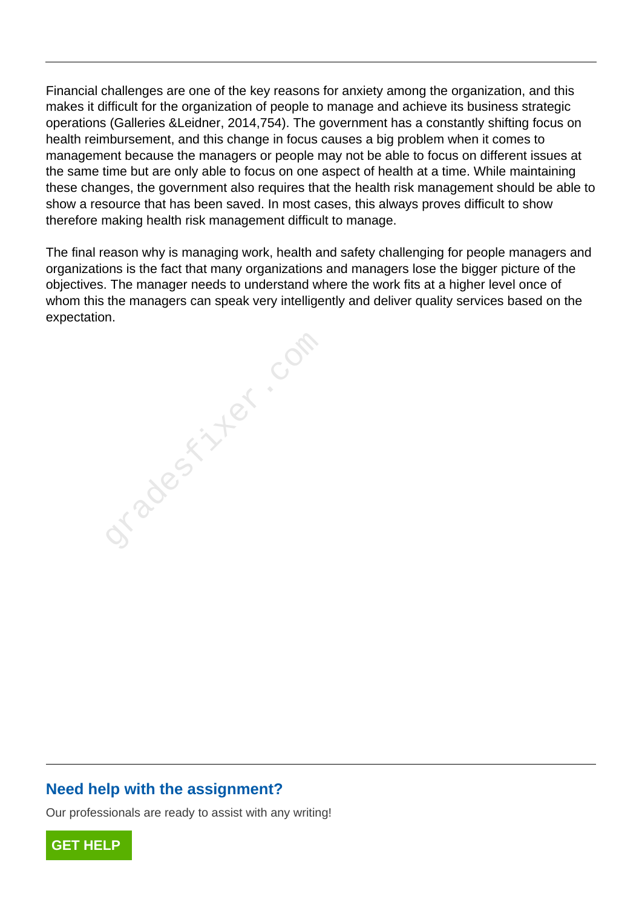Financial challenges are one of the key reasons for anxiety among the organization, and this makes it difficult for the organization of people to manage and achieve its business strategic operations (Galleries &Leidner, 2014,754). The government has a constantly shifting focus on health reimbursement, and this change in focus causes a big problem when it comes to management because the managers or people may not be able to focus on different issues at the same time but are only able to focus on one aspect of health at a time. While maintaining these changes, the government also requires that the health risk management should be able to show a resource that has been saved. In most cases, this always proves difficult to show therefore making health risk management difficult to manage.

The final reason why is managing work, health and safety challenging for people managers and organizations is the fact that many organizations and managers lose the bigger picture of the objectives. The manager needs to understand where the work fits at a higher level once of whom this the managers can speak very intelligently and deliver quality services based on the expectation.